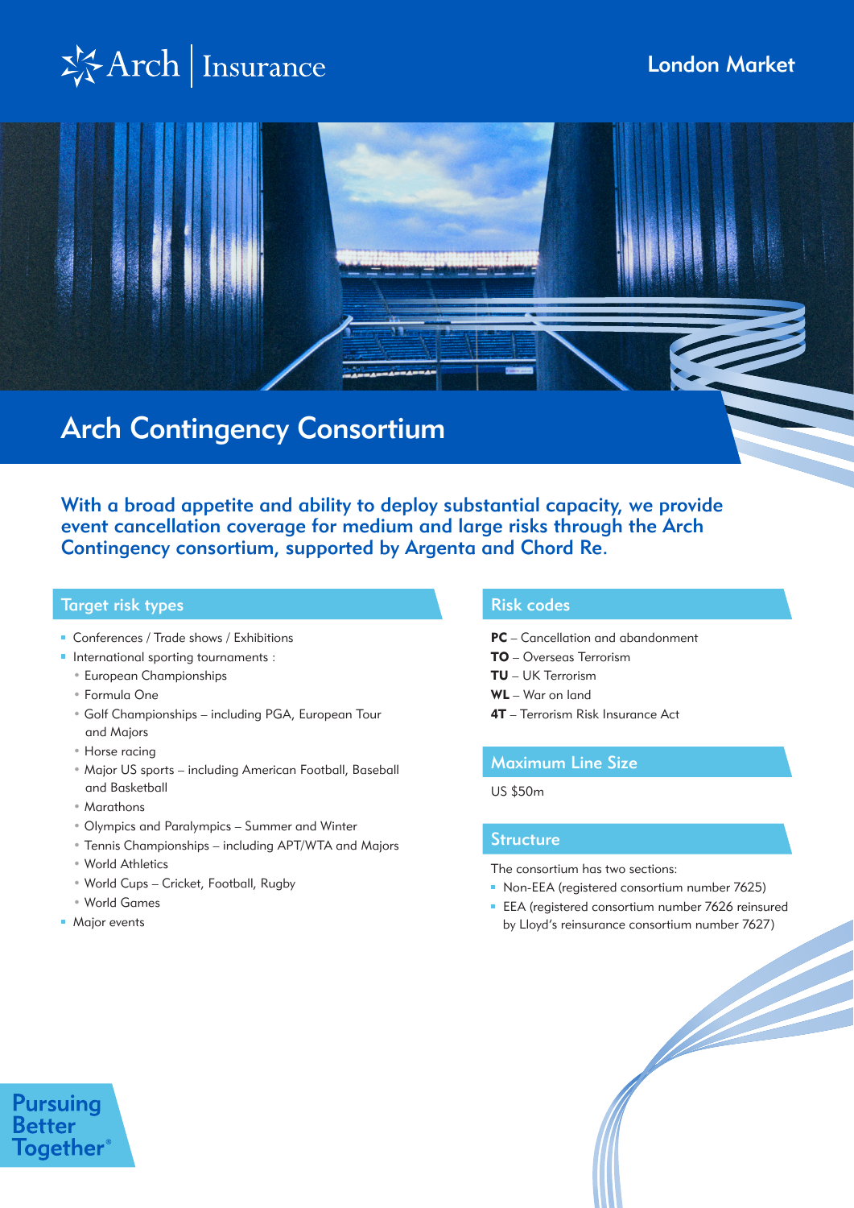Arch | Insurance

London Market

# Arch Contingency Consortium

**With a broad appetite and ability to deploy substantial capacity, we provide event cancellation coverage for medium and large risks through the Arch Contingency consortium, supported by Argenta and Chord Re.**

## Target risk types

- Conferences / Trade shows / Exhibitions
- International sporting tournaments :
  - European Championships
  - Formula One
  - Golf Championships – including PGA, European Tour and Majors
  - Horse racing
  - Major US sports – including American Football, Baseball and Basketball
  - Marathons
  - Olympics and Paralympics – Summer and Winter
  - Tennis Championships – including APT/WTA and Majors
  - World Athletics
  - World Cups – Cricket, Football, Rugby
  - World Games
- Major events

## Risk codes

**PC** – Cancellation and abandonment
**TO** – Overseas Terrorism
**TU** – UK Terrorism
**WL** – War on land
**4T** – Terrorism Risk Insurance Act

## Maximum Line Size

US $50m

## Structure

The consortium has two sections:

- Non-EEA (registered consortium number 7625)
- EEA (registered consortium number 7626 reinsured by Lloyd's reinsurance consortium number 7627)

Pursuing Better Together®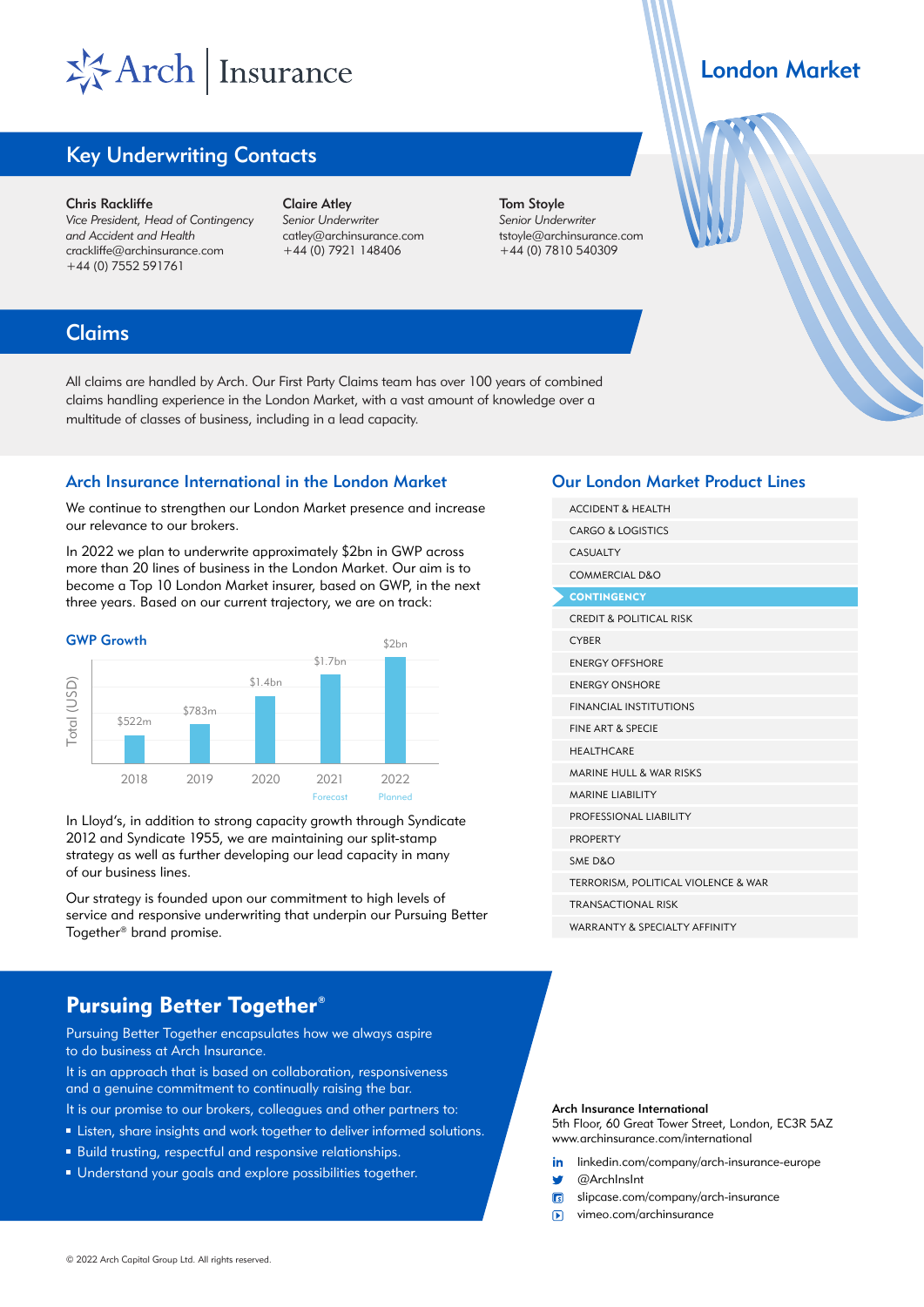Arch | Insurance

London Market

## Key Underwriting Contacts

**Chris Rackliffe**
*Vice President, Head of Contingency and Accident and Health*
crackliffe@archinsurance.com
+44 (0) 7552 591761

**Claire Atley**
*Senior Underwriter*
catley@archinsurance.com
+44 (0) 7921 148406

**Tom Stoyle**
*Senior Underwriter*
tstoyle@archinsurance.com
+44 (0) 7810 540309

## Claims

All claims are handled by Arch. Our First Party Claims team has over 100 years of combined claims handling experience in the London Market, with a vast amount of knowledge over a multitude of classes of business, including in a lead capacity.

### Arch Insurance International in the London Market

We continue to strengthen our London Market presence and increase our relevance to our brokers.

In 2022 we plan to underwrite approximately $2bn in GWP across more than 20 lines of business in the London Market. Our aim is to become a Top 10 London Market insurer, based on GWP, in the next three years. Based on our current trajectory, we are on track:

**GWP Growth**

Total (USD)
$522m
$783m
$1.4bn
$1.7bn
$2bn
2018
2019
2020
2021 Forecast
2022 Planned

In Lloyd's, in addition to strong capacity growth through Syndicate 2012 and Syndicate 1955, we are maintaining our split-stamp strategy as well as further developing our lead capacity in many of our business lines.

Our strategy is founded upon our commitment to high levels of service and responsive underwriting that underpin our Pursuing Better Together® brand promise.

### Our London Market Product Lines

- ACCIDENT & HEALTH
- CARGO & LOGISTICS
- CASUALTY
- COMMERCIAL D&O
- **CONTINGENCY**
- CREDIT & POLITICAL RISK
- CYBER
- ENERGY OFFSHORE
- ENERGY ONSHORE
- FINANCIAL INSTITUTIONS
- FINE ART & SPECIE
- HEALTHCARE
- MARINE HULL & WAR RISKS
- MARINE LIABILITY
- PROFESSIONAL LIABILITY
- PROPERTY
- SME D&O
- TERRORISM, POLITICAL VIOLENCE & WAR
- TRANSACTIONAL RISK
- WARRANTY & SPECIALTY AFFINITY

## Pursuing Better Together®

Pursuing Better Together encapsulates how we always aspire to do business at Arch Insurance.

It is an approach that is based on collaboration, responsiveness and a genuine commitment to continually raising the bar.

It is our promise to our brokers, colleagues and other partners to:

- Listen, share insights and work together to deliver informed solutions.
- Build trusting, respectful and responsive relationships.
- Understand your goals and explore possibilities together.

**Arch Insurance International**
5th Floor, 60 Great Tower Street, London, EC3R 5AZ
www.archinsurance.com/international

linkedin.com/company/arch-insurance-europe
@ArchInsInt
slipcase.com/company/arch-insurance
vimeo.com/archinsurance

© 2022 Arch Capital Group Ltd. All rights reserved.